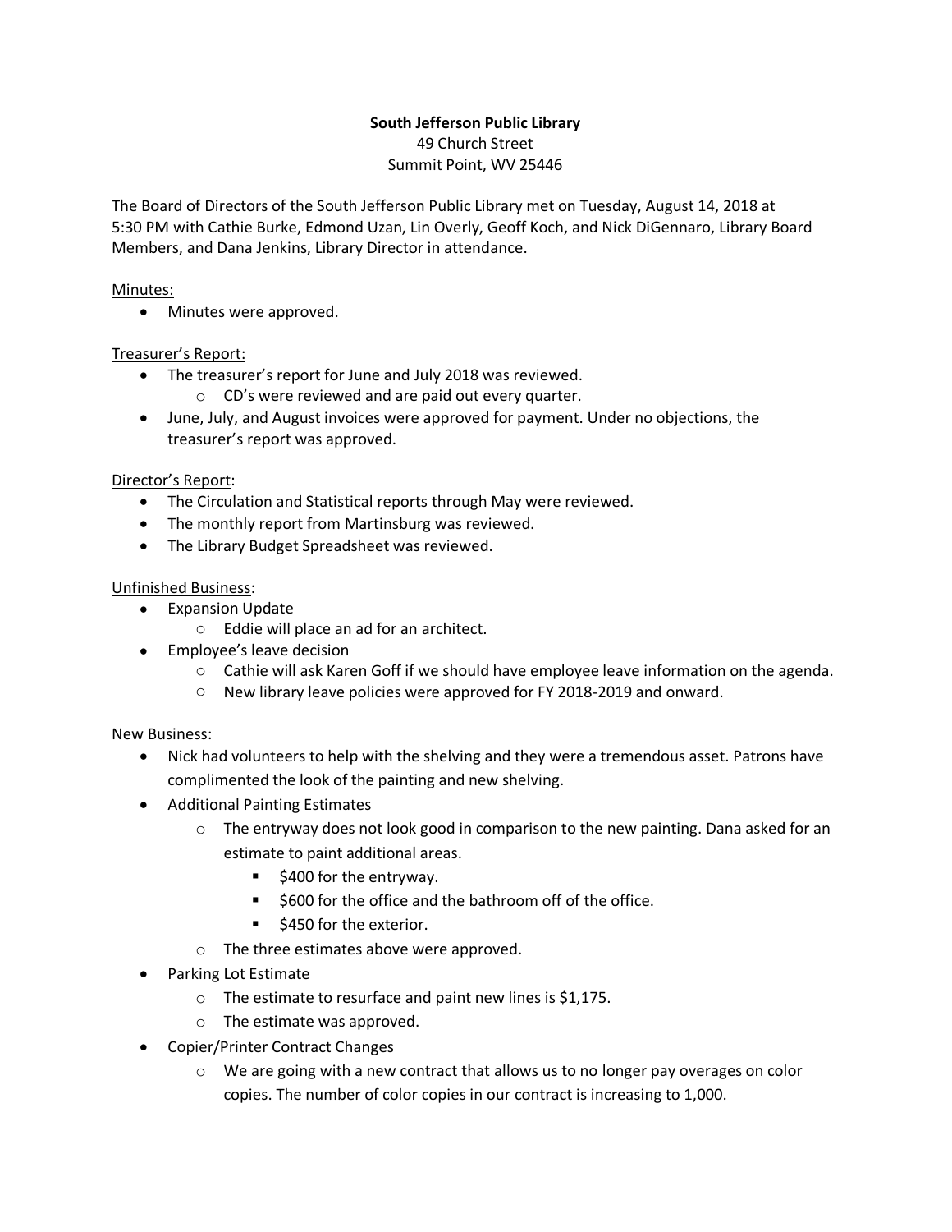**South Jefferson Public Library**
49 Church Street
Summit Point, WV 25446

The Board of Directors of the South Jefferson Public Library met on Tuesday, August 14, 2018 at 5:30 PM with Cathie Burke, Edmond Uzan, Lin Overly, Geoff Koch, and Nick DiGennaro, Library Board Members, and Dana Jenkins, Library Director in attendance.

Minutes:

- Minutes were approved.

Treasurer's Report:

- The treasurer's report for June and July 2018 was reviewed.
  - CD's were reviewed and are paid out every quarter.
- June, July, and August invoices were approved for payment. Under no objections, the treasurer's report was approved.

Director's Report:

- The Circulation and Statistical reports through May were reviewed.
- The monthly report from Martinsburg was reviewed.
- The Library Budget Spreadsheet was reviewed.

Unfinished Business:

- Expansion Update
  - Eddie will place an ad for an architect.
- Employee's leave decision
  - Cathie will ask Karen Goff if we should have employee leave information on the agenda.
  - New library leave policies were approved for FY 2018-2019 and onward.

New Business:

- Nick had volunteers to help with the shelving and they were a tremendous asset. Patrons have complimented the look of the painting and new shelving.
- Additional Painting Estimates
  - The entryway does not look good in comparison to the new painting. Dana asked for an estimate to paint additional areas.
    - $400 for the entryway.
    - $600 for the office and the bathroom off of the office.
    - $450 for the exterior.
  - The three estimates above were approved.
- Parking Lot Estimate
  - The estimate to resurface and paint new lines is $1,175.
  - The estimate was approved.
- Copier/Printer Contract Changes
  - We are going with a new contract that allows us to no longer pay overages on color copies. The number of color copies in our contract is increasing to 1,000.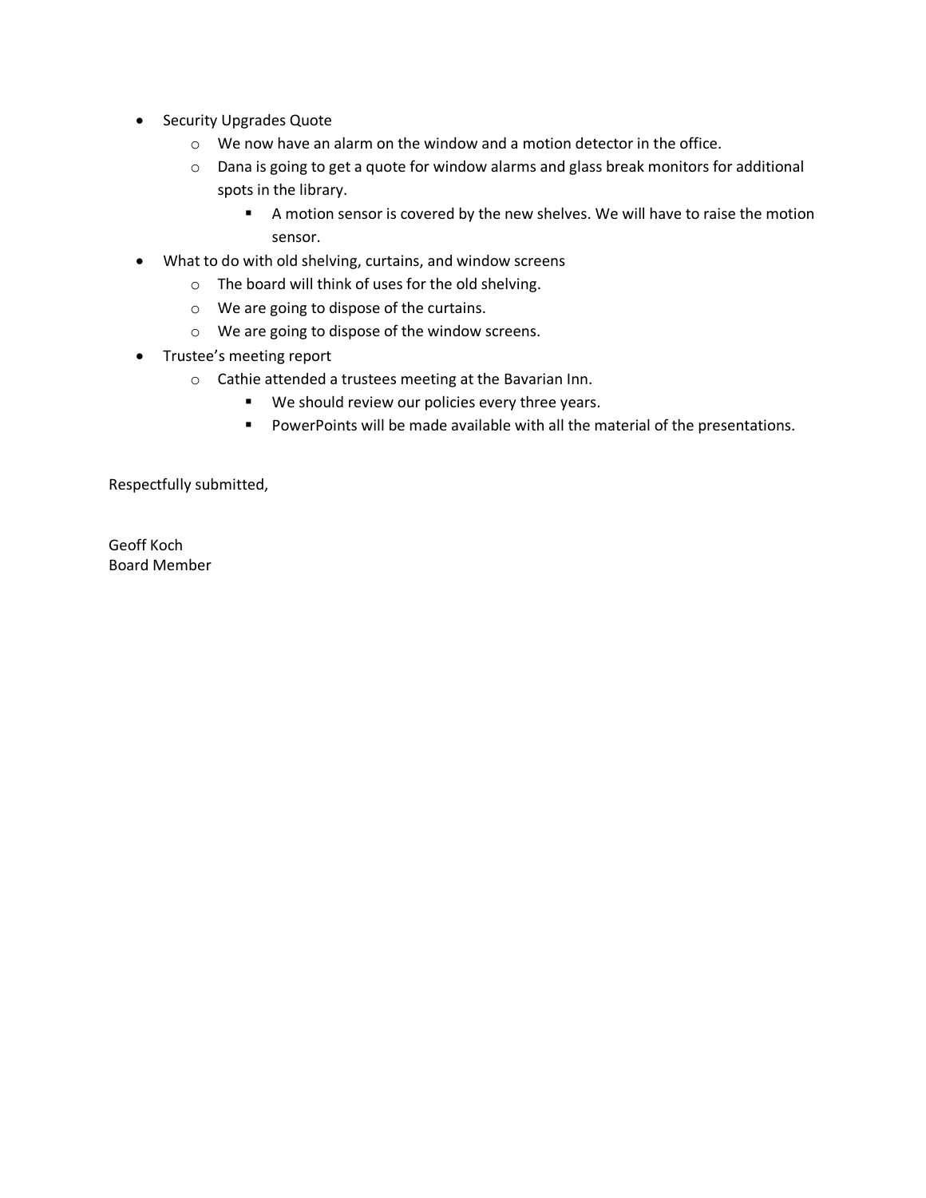- Security Upgrades Quote
  - We now have an alarm on the window and a motion detector in the office.
  - Dana is going to get a quote for window alarms and glass break monitors for additional spots in the library.
    - A motion sensor is covered by the new shelves. We will have to raise the motion sensor.
- What to do with old shelving, curtains, and window screens
  - The board will think of uses for the old shelving.
  - We are going to dispose of the curtains.
  - We are going to dispose of the window screens.
- Trustee's meeting report
  - Cathie attended a trustees meeting at the Bavarian Inn.
    - We should review our policies every three years.
    - PowerPoints will be made available with all the material of the presentations.

Respectfully submitted,

Geoff Koch
Board Member